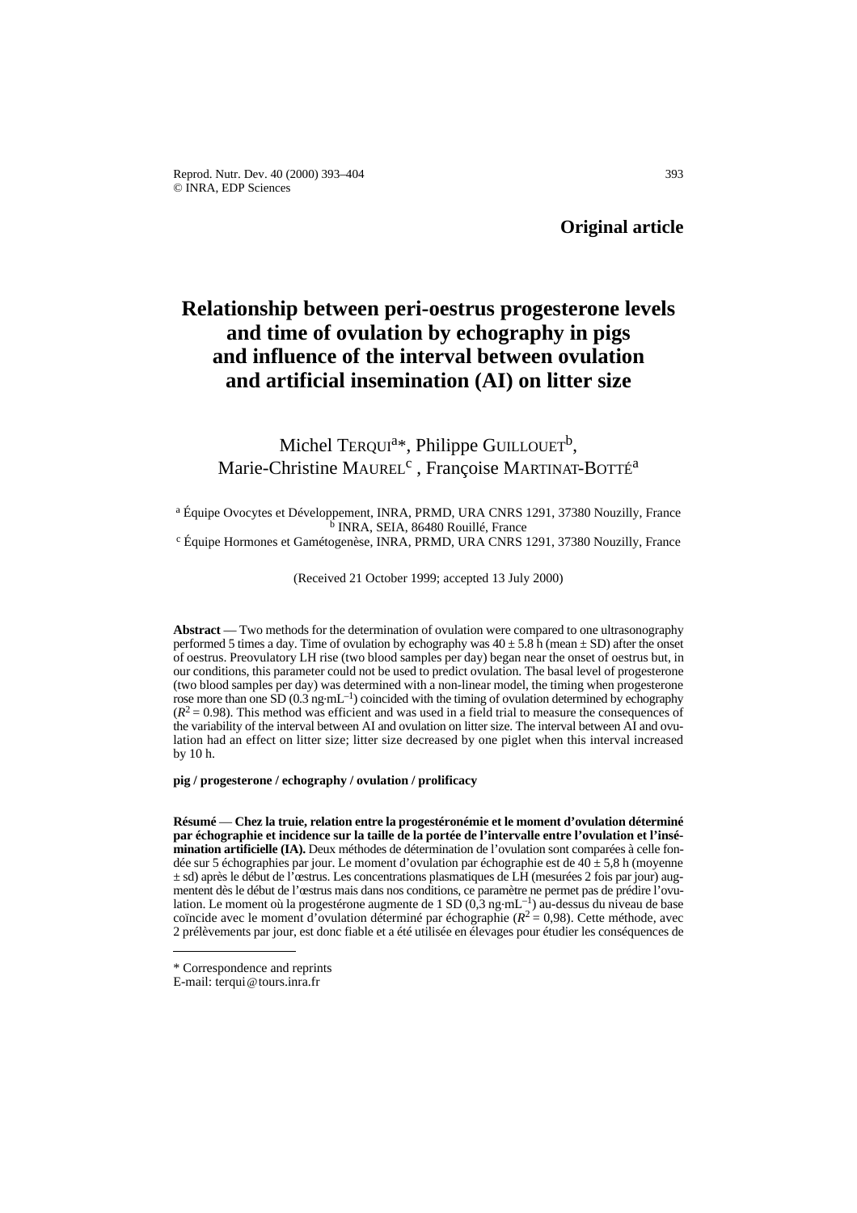**Original article**

# Relationship between peri-oestrus progesterone levels and time of ovulation by echography in pigs and influence of the interval between ovulation and artificial insemination (AI) on litter size

Michel TERQUI[a]*, Philippe GUILLOUET[b], Marie-Christine MAUREL[c], Françoise MARTINAT-BOTTÉ[a]

[a] Équipe Ovocytes et Développement, INRA, PRMD, URA CNRS 1291, 37380 Nouzilly, France
[b] INRA, SEIA, 86480 Rouillé, France
[c] Équipe Hormones et Gamétogenèse, INRA, PRMD, URA CNRS 1291, 37380 Nouzilly, France

(Received 21 October 1999; accepted 13 July 2000)

**Abstract** — Two methods for the determination of ovulation were compared to one ultrasonography performed 5 times a day. Time of ovulation by echography was $40 \pm 5.8$ h (mean ± SD) after the onset of oestrus. Preovulatory LH rise (two blood samples per day) began near the onset of oestrus but, in our conditions, this parameter could not be used to predict ovulation. The basal level of progesterone (two blood samples per day) was determined with a non-linear model, the timing when progesterone rose more than one SD (0.3 ng·mL$^{-1}$) coincided with the timing of ovulation determined by echography ($R^2 = 0.98$). This method was efficient and was used in a field trial to measure the consequences of the variability of the interval between AI and ovulation on litter size. The interval between AI and ovulation had an effect on litter size; litter size decreased by one piglet when this interval increased by 10 h.

**pig / progesterone / echography / ovulation / prolificacy**

**Résumé** — **Chez la truie, relation entre la progestéronémie et le moment d'ovulation déterminé par échographie et incidence sur la taille de la portée de l'intervalle entre l'ovulation et l'insémination artificielle (IA).** Deux méthodes de détermination de l'ovulation sont comparées à celle fondée sur 5 échographies par jour. Le moment d'ovulation par échographie est de $40 \pm 5,8$ h (moyenne ± sd) après le début de l'œstrus. Les concentrations plasmatiques de LH (mesurées 2 fois par jour) augmentent dès le début de l'œstrus mais dans nos conditions, ce paramètre ne permet pas de prédire l'ovulation. Le moment où la progestérone augmente de 1 SD (0,3 ng·mL$^{-1}$) au-dessus du niveau de base coïncide avec le moment d'ovulation déterminé par échographie ($R^2 = 0,98$). Cette méthode, avec 2 prélèvements par jour, est donc fiable et a été utilisée en élevages pour étudier les conséquences de

* Correspondence and reprints
E-mail: terqui@tours.inra.fr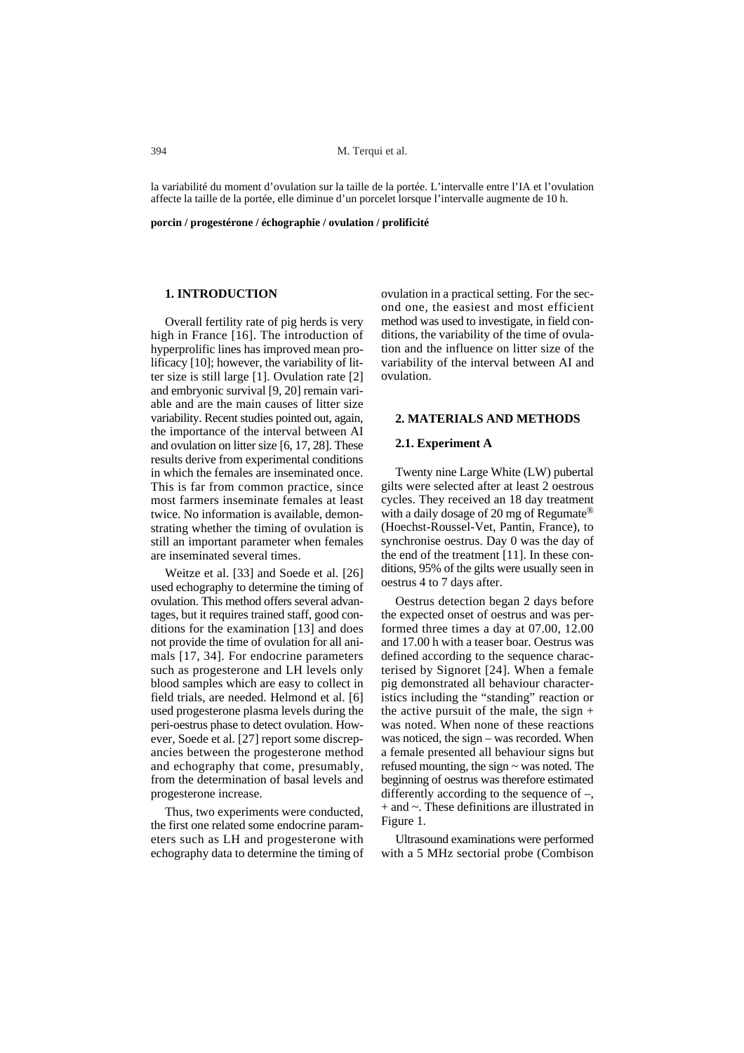la variabilité du moment d'ovulation sur la taille de la portée. L'intervalle entre l'IA et l'ovulation affecte la taille de la portée, elle diminue d'un porcelet lorsque l'intervalle augmente de 10 h.

**porcin / progestérone / échographie / ovulation / prolificité**

## 1. INTRODUCTION

Overall fertility rate of pig herds is very high in France [16]. The introduction of hyperprolific lines has improved mean prolificacy [10]; however, the variability of litter size is still large [1]. Ovulation rate [2] and embryonic survival [9, 20] remain variable and are the main causes of litter size variability. Recent studies pointed out, again, the importance of the interval between AI and ovulation on litter size [6, 17, 28]. These results derive from experimental conditions in which the females are inseminated once. This is far from common practice, since most farmers inseminate females at least twice. No information is available, demonstrating whether the timing of ovulation is still an important parameter when females are inseminated several times.

Weitze et al. [33] and Soede et al. [26] used echography to determine the timing of ovulation. This method offers several advantages, but it requires trained staff, good conditions for the examination [13] and does not provide the time of ovulation for all animals [17, 34]. For endocrine parameters such as progesterone and LH levels only blood samples which are easy to collect in field trials, are needed. Helmond et al. [6] used progesterone plasma levels during the peri-oestrus phase to detect ovulation. However, Soede et al. [27] report some discrepancies between the progesterone method and echography that come, presumably, from the determination of basal levels and progesterone increase.

Thus, two experiments were conducted, the first one related some endocrine parameters such as LH and progesterone with echography data to determine the timing of ovulation in a practical setting. For the second one, the easiest and most efficient method was used to investigate, in field conditions, the variability of the time of ovulation and the influence on litter size of the variability of the interval between AI and ovulation.

## 2. MATERIALS AND METHODS

### 2.1. Experiment A

Twenty nine Large White (LW) pubertal gilts were selected after at least 2 oestrous cycles. They received an 18 day treatment with a daily dosage of 20 mg of Regumate® (Hoechst-Roussel-Vet, Pantin, France), to synchronise oestrus. Day 0 was the day of the end of the treatment [11]. In these conditions, 95% of the gilts were usually seen in oestrus 4 to 7 days after.

Oestrus detection began 2 days before the expected onset of oestrus and was performed three times a day at 07.00, 12.00 and 17.00 h with a teaser boar. Oestrus was defined according to the sequence characterised by Signoret [24]. When a female pig demonstrated all behaviour characteristics including the "standing" reaction or the active pursuit of the male, the sign + was noted. When none of these reactions was noticed, the sign – was recorded. When a female presented all behaviour signs but refused mounting, the sign ~ was noted. The beginning of oestrus was therefore estimated differently according to the sequence of –, + and ~. These definitions are illustrated in Figure 1.

Ultrasound examinations were performed with a 5 MHz sectorial probe (Combison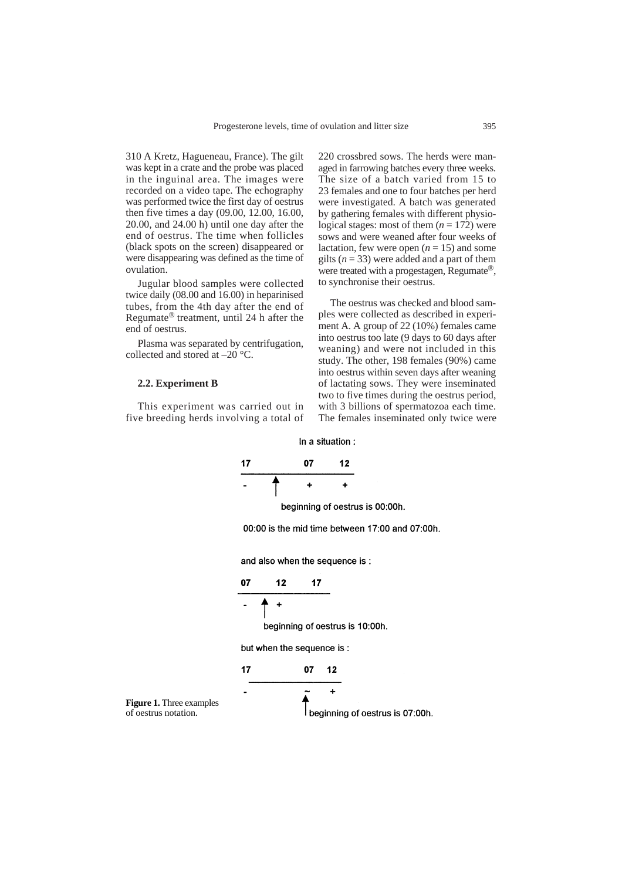310 A Kretz, Hagueneau, France). The gilt was kept in a crate and the probe was placed in the inguinal area. The images were recorded on a video tape. The echography was performed twice the first day of oestrus then five times a day (09.00, 12.00, 16.00, 20.00, and 24.00 h) until one day after the end of oestrus. The time when follicles (black spots on the screen) disappeared or were disappearing was defined as the time of ovulation.

Jugular blood samples were collected twice daily (08.00 and 16.00) in heparinised tubes, from the 4th day after the end of Regumate® treatment, until 24 h after the end of oestrus.

Plasma was separated by centrifugation, collected and stored at –20 °C.

### 2.2. Experiment B

This experiment was carried out in five breeding herds involving a total of 220 crossbred sows. The herds were managed in farrowing batches every three weeks. The size of a batch varied from 15 to 23 females and one to four batches per herd were investigated. A batch was generated by gathering females with different physiological stages: most of them ($n = 172$) were sows and were weaned after four weeks of lactation, few were open ($n = 15$) and some gilts ($n = 33$) were added and a part of them were treated with a progestagen, Regumate®, to synchronise their oestrus.

The oestrus was checked and blood samples were collected as described in experiment A. A group of 22 (10%) females came into oestrus too late (9 days to 60 days after weaning) and were not included in this study. The other, 198 females (90%) came into oestrus within seven days after weaning of lactating sows. They were inseminated two to five times during the oestrus period, with 3 billions of spermatozoa each time. The females inseminated only twice were

In a situation :

```
17            07     12
-------------------------
-      ↑      +      +
```

beginning of oestrus is 00:00h.

00:00 is the mid time between 17:00 and 07:00h.

and also when the sequence is :

```
07     12     17
-------------------
-   ↑  +
```

beginning of oestrus is 10:00h.

but when the sequence is :

```
17            07    12
------------------------
-             ~     +
              ↑
```

beginning of oestrus is 07:00h.

**Figure 1.** Three examples of oestrus notation.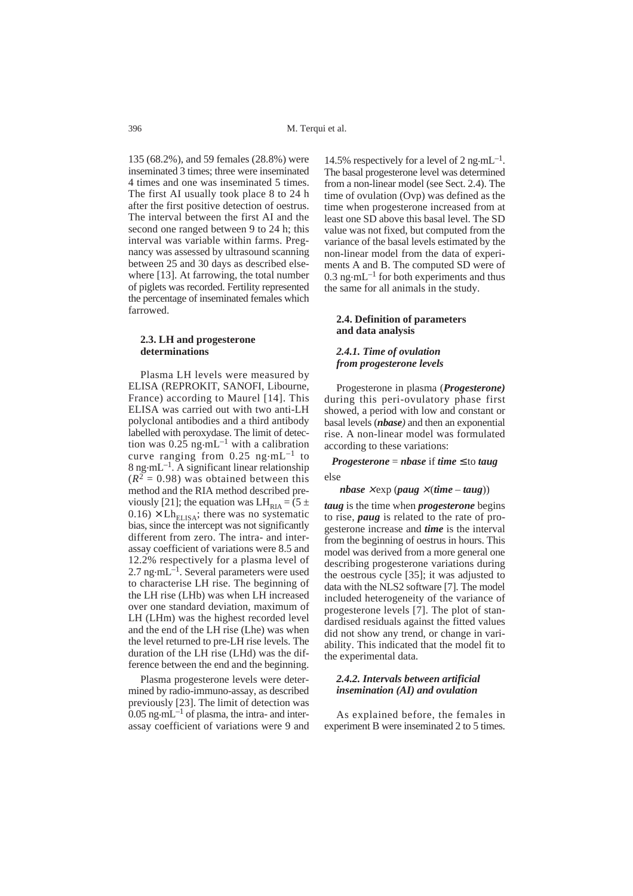135 (68.2%), and 59 females (28.8%) were inseminated 3 times; three were inseminated 4 times and one was inseminated 5 times. The first AI usually took place 8 to 24 h after the first positive detection of oestrus. The interval between the first AI and the second one ranged between 9 to 24 h; this interval was variable within farms. Pregnancy was assessed by ultrasound scanning between 25 and 30 days as described elsewhere [13]. At farrowing, the total number of piglets was recorded. Fertility represented the percentage of inseminated females which farrowed.

### 2.3. LH and progesterone determinations

Plasma LH levels were measured by ELISA (REPROKIT, SANOFI, Libourne, France) according to Maurel [14]. This ELISA was carried out with two anti-LH polyclonal antibodies and a third antibody labelled with peroxydase. The limit of detection was 0.25 ng·mL$^{-1}$ with a calibration curve ranging from 0.25 ng·mL$^{-1}$ to 8 ng·mL$^{-1}$. A significant linear relationship ($R^2$ = 0.98) was obtained between this method and the RIA method described previously [21]; the equation was $LH_{RIA} = (5 \pm 0.16) \times Lh_{ELISA}$; there was no systematic bias, since the intercept was not significantly different from zero. The intra- and inter-assay coefficient of variations were 8.5 and 12.2% respectively for a plasma level of 2.7 ng·mL$^{-1}$. Several parameters were used to characterise LH rise. The beginning of the LH rise (LHb) was when LH increased over one standard deviation, maximum of LH (LHm) was the highest recorded level and the end of the LH rise (Lhe) was when the level returned to pre-LH rise levels. The duration of the LH rise (LHd) was the difference between the end and the beginning.

Plasma progesterone levels were determined by radio-immuno-assay, as described previously [23]. The limit of detection was 0.05 ng·mL$^{-1}$ of plasma, the intra- and inter-assay coefficient of variations were 9 and 14.5% respectively for a level of 2 ng·mL$^{-1}$. The basal progesterone level was determined from a non-linear model (see Sect. 2.4). The time of ovulation (Ovp) was defined as the time when progesterone increased from at least one SD above this basal level. The SD value was not fixed, but computed from the variance of the basal levels estimated by the non-linear model from the data of experiments A and B. The computed SD were of 0.3 ng·mL$^{-1}$ for both experiments and thus the same for all animals in the study.

### 2.4. Definition of parameters and data analysis

#### *2.4.1. Time of ovulation from progesterone levels*

Progesterone in plasma (***Progesterone)*** during this peri-ovulatory phase first showed, a period with low and constant or basal levels (***nbase)*** and then an exponential rise. A non-linear model was formulated according to these variations:

***Progesterone*** = ***nbase*** if ***time*** ≤ to ***taug***

else

***nbase*** × exp (***paug*** × (***time*** – ***taug***))

***taug*** is the time when ***progesterone*** begins to rise, ***paug*** is related to the rate of progesterone increase and ***time*** is the interval from the beginning of oestrus in hours. This model was derived from a more general one describing progesterone variations during the oestrous cycle [35]; it was adjusted to data with the NLS2 software [7]. The model included heterogeneity of the variance of progesterone levels [7]. The plot of standardised residuals against the fitted values did not show any trend, or change in variability. This indicated that the model fit to the experimental data.

#### *2.4.2. Intervals between artificial insemination (AI) and ovulation*

As explained before, the females in experiment B were inseminated 2 to 5 times.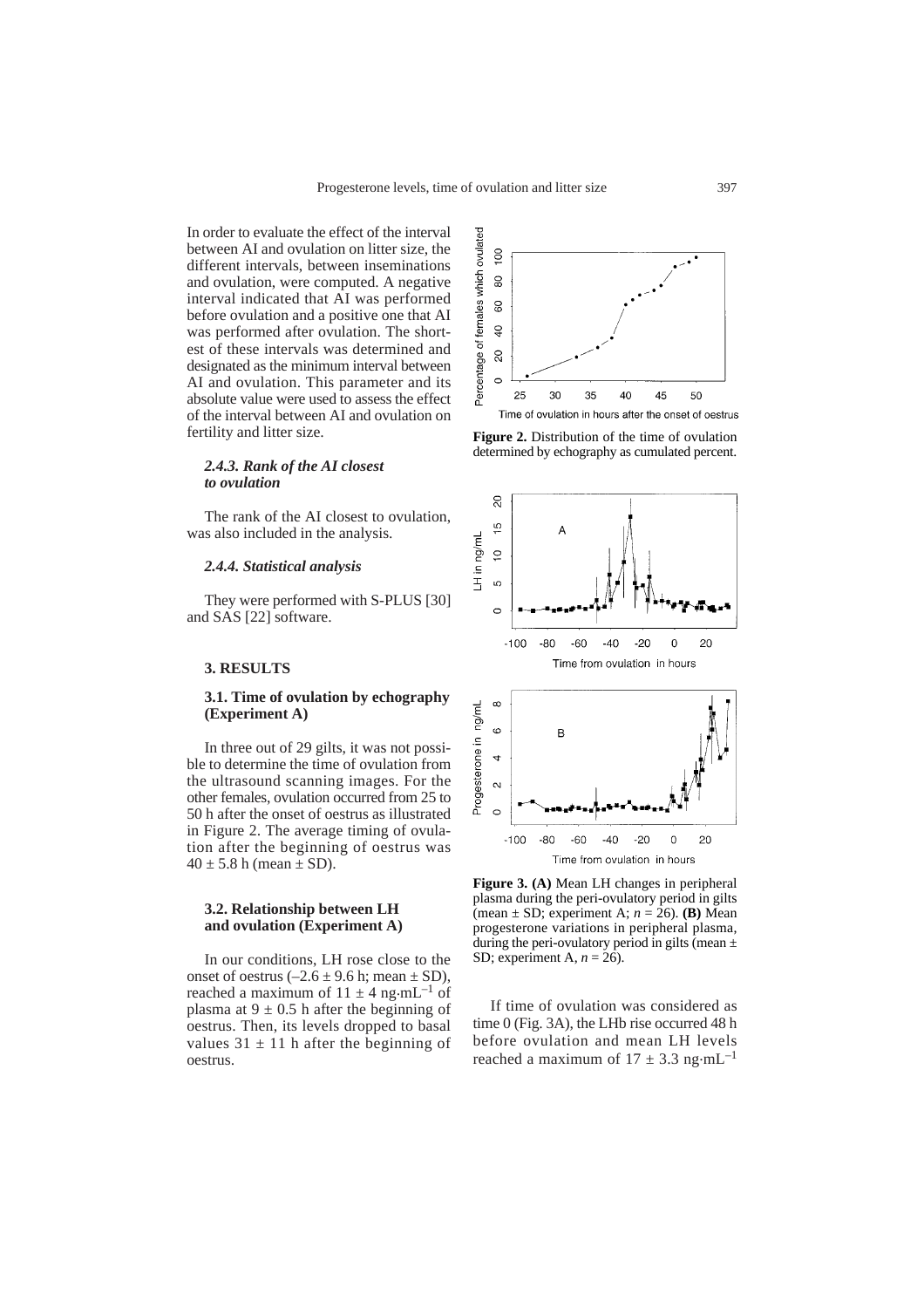In order to evaluate the effect of the interval between AI and ovulation on litter size, the different intervals, between inseminations and ovulation, were computed. A negative interval indicated that AI was performed before ovulation and a positive one that AI was performed after ovulation. The shortest of these intervals was determined and designated as the minimum interval between AI and ovulation. This parameter and its absolute value were used to assess the effect of the interval between AI and ovulation on fertility and litter size.

#### *2.4.3. Rank of the AI closest to ovulation*

The rank of the AI closest to ovulation, was also included in the analysis.

#### *2.4.4. Statistical analysis*

They were performed with S-PLUS [30] and SAS [22] software.

## 3. RESULTS

### 3.1. Time of ovulation by echography (Experiment A)

In three out of 29 gilts, it was not possible to determine the time of ovulation from the ultrasound scanning images. For the other females, ovulation occurred from 25 to 50 h after the onset of oestrus as illustrated in Figure 2. The average timing of ovulation after the beginning of oestrus was $40 \pm 5.8$ h (mean ± SD).

**Figure 2.** Distribution of the time of ovulation determined by echography as cumulated percent.

### 3.2. Relationship between LH and ovulation (Experiment A)

In our conditions, LH rose close to the onset of oestrus ($-2.6 \pm 9.6$ h; mean ± SD), reached a maximum of $11 \pm 4$ ng·mL$^{-1}$ of plasma at $9 \pm 0.5$ h after the beginning of oestrus. Then, its levels dropped to basal values $31 \pm 11$ h after the beginning of oestrus.

**Figure 3. (A)** Mean LH changes in peripheral plasma during the peri-ovulatory period in gilts (mean ± SD; experiment A; $n = 26$). **(B)** Mean progesterone variations in peripheral plasma, during the peri-ovulatory period in gilts (mean ± SD; experiment A, $n = 26$).

If time of ovulation was considered as time 0 (Fig. 3A), the LHb rise occurred 48 h before ovulation and mean LH levels reached a maximum of $17 \pm 3.3$ ng·mL$^{-1}$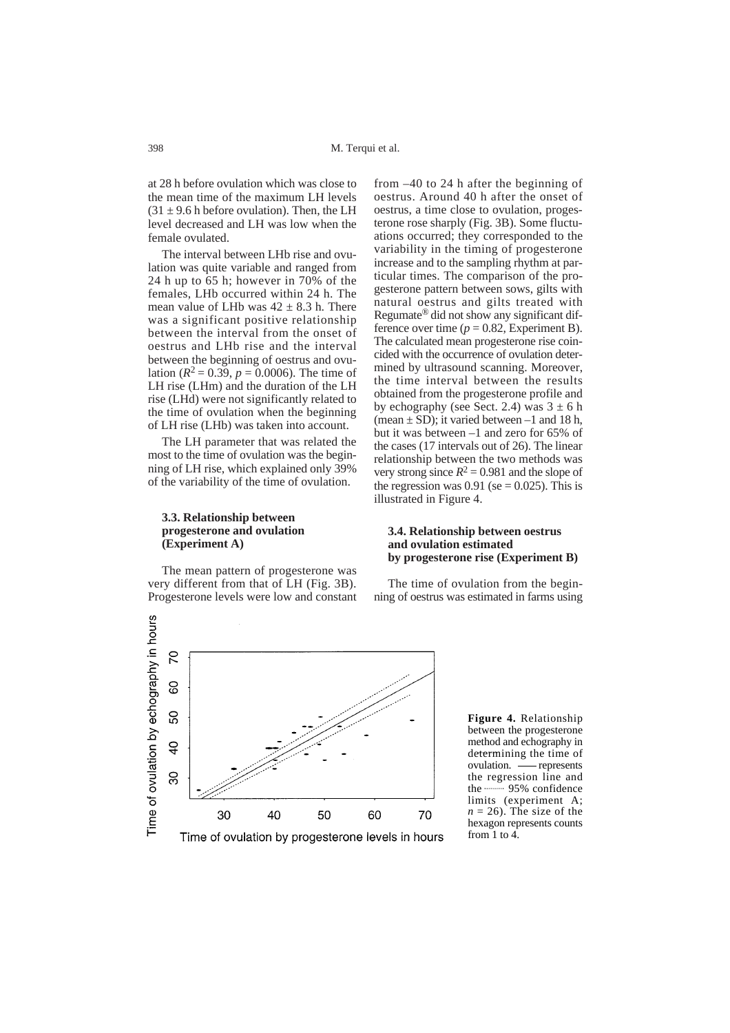at 28 h before ovulation which was close to the mean time of the maximum LH levels (31 ± 9.6 h before ovulation). Then, the LH level decreased and LH was low when the female ovulated.

The interval between LHb rise and ovulation was quite variable and ranged from 24 h up to 65 h; however in 70% of the females, LHb occurred within 24 h. The mean value of LHb was 42 ± 8.3 h. There was a significant positive relationship between the interval from the onset of oestrus and LHb rise and the interval between the beginning of oestrus and ovulation ($R^2 = 0.39$, $p = 0.0006$). The time of LH rise (LHm) and the duration of the LH rise (LHd) were not significantly related to the time of ovulation when the beginning of LH rise (LHb) was taken into account.

The LH parameter that was related the most to the time of ovulation was the beginning of LH rise, which explained only 39% of the variability of the time of ovulation.

### 3.3. Relationship between progesterone and ovulation (Experiment A)

The mean pattern of progesterone was very different from that of LH (Fig. 3B). Progesterone levels were low and constant from –40 to 24 h after the beginning of oestrus. Around 40 h after the onset of oestrus, a time close to ovulation, progesterone rose sharply (Fig. 3B). Some fluctuations occurred; they corresponded to the variability in the timing of progesterone increase and to the sampling rhythm at particular times. The comparison of the progesterone pattern between sows, gilts with natural oestrus and gilts treated with Regumate® did not show any significant difference over time ($p = 0.82$, Experiment B). The calculated mean progesterone rise coincided with the occurrence of ovulation determined by ultrasound scanning. Moreover, the time interval between the results obtained from the progesterone profile and by echography (see Sect. 2.4) was 3 ± 6 h (mean ± SD); it varied between –1 and 18 h, but it was between –1 and zero for 65% of the cases (17 intervals out of 26). The linear relationship between the two methods was very strong since $R^2 = 0.981$ and the slope of the regression was 0.91 (se = 0.025). This is illustrated in Figure 4.

### 3.4. Relationship between oestrus and ovulation estimated by progesterone rise (Experiment B)

The time of ovulation from the beginning of oestrus was estimated in farms using

**Figure 4.** Relationship between the progesterone method and echography in determining the time of ovulation. —— represents the regression line and the ········ 95% confidence limits (experiment A; $n = 26$). The size of the hexagon represents counts from 1 to 4.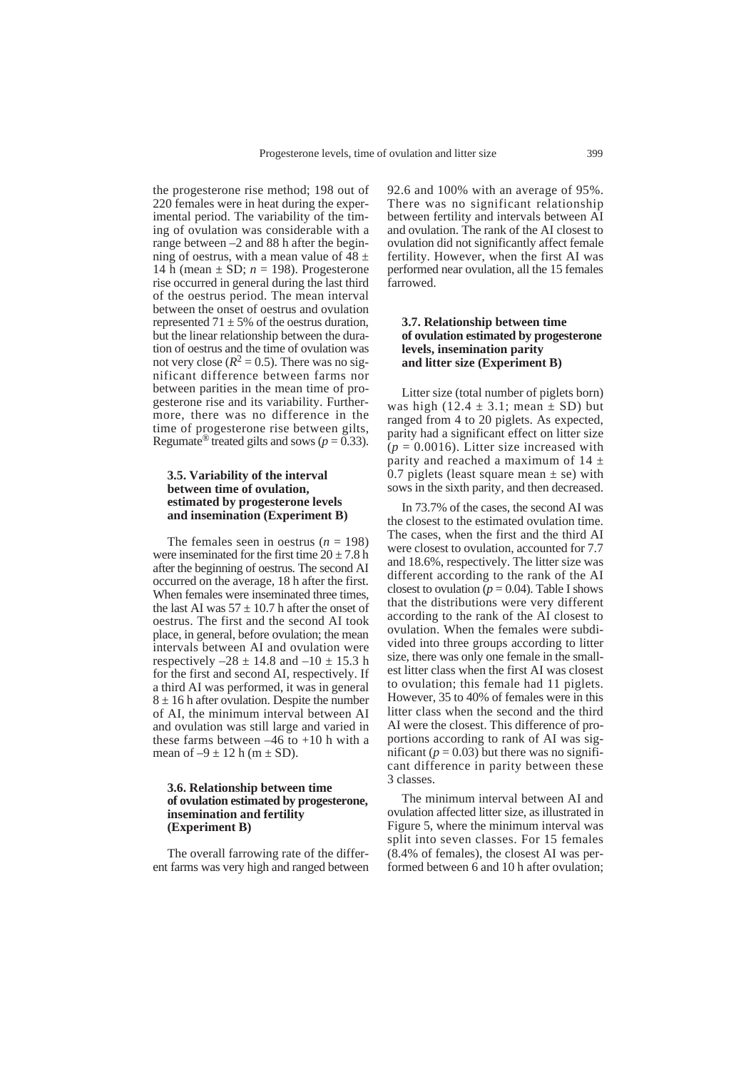the progesterone rise method; 198 out of 220 females were in heat during the experimental period. The variability of the timing of ovulation was considerable with a range between –2 and 88 h after the beginning of oestrus, with a mean value of 48 ± 14 h (mean ± SD; $n = 198$). Progesterone rise occurred in general during the last third of the oestrus period. The mean interval between the onset of oestrus and ovulation represented 71 ± 5% of the oestrus duration, but the linear relationship between the duration of oestrus and the time of ovulation was not very close ($R^2 = 0.5$). There was no significant difference between farms nor between parities in the mean time of progesterone rise and its variability. Furthermore, there was no difference in the time of progesterone rise between gilts, Regumate® treated gilts and sows ($p = 0.33$).

### 3.5. Variability of the interval between time of ovulation, estimated by progesterone levels and insemination (Experiment B)

The females seen in oestrus ($n = 198$) were inseminated for the first time 20 ± 7.8 h after the beginning of oestrus. The second AI occurred on the average, 18 h after the first. When females were inseminated three times, the last AI was 57 ± 10.7 h after the onset of oestrus. The first and the second AI took place, in general, before ovulation; the mean intervals between AI and ovulation were respectively –28 ± 14.8 and –10 ± 15.3 h for the first and second AI, respectively. If a third AI was performed, it was in general 8 ± 16 h after ovulation. Despite the number of AI, the minimum interval between AI and ovulation was still large and varied in these farms between –46 to +10 h with a mean of –9 ± 12 h (m ± SD).

### 3.6. Relationship between time of ovulation estimated by progesterone, insemination and fertility (Experiment B)

The overall farrowing rate of the different farms was very high and ranged between 92.6 and 100% with an average of 95%. There was no significant relationship between fertility and intervals between AI and ovulation. The rank of the AI closest to ovulation did not significantly affect female fertility. However, when the first AI was performed near ovulation, all the 15 females farrowed.

### 3.7. Relationship between time of ovulation estimated by progesterone levels, insemination parity and litter size (Experiment B)

Litter size (total number of piglets born) was high (12.4 ± 3.1; mean ± SD) but ranged from 4 to 20 piglets. As expected, parity had a significant effect on litter size ($p = 0.0016$). Litter size increased with parity and reached a maximum of 14 ± 0.7 piglets (least square mean ± se) with sows in the sixth parity, and then decreased.

In 73.7% of the cases, the second AI was the closest to the estimated ovulation time. The cases, when the first and the third AI were closest to ovulation, accounted for 7.7 and 18.6%, respectively. The litter size was different according to the rank of the AI closest to ovulation ($p = 0.04$). Table I shows that the distributions were very different according to the rank of the AI closest to ovulation. When the females were subdivided into three groups according to litter size, there was only one female in the smallest litter class when the first AI was closest to ovulation; this female had 11 piglets. However, 35 to 40% of females were in this litter class when the second and the third AI were the closest. This difference of proportions according to rank of AI was significant ($p = 0.03$) but there was no significant difference in parity between these 3 classes.

The minimum interval between AI and ovulation affected litter size, as illustrated in Figure 5, where the minimum interval was split into seven classes. For 15 females (8.4% of females), the closest AI was performed between 6 and 10 h after ovulation;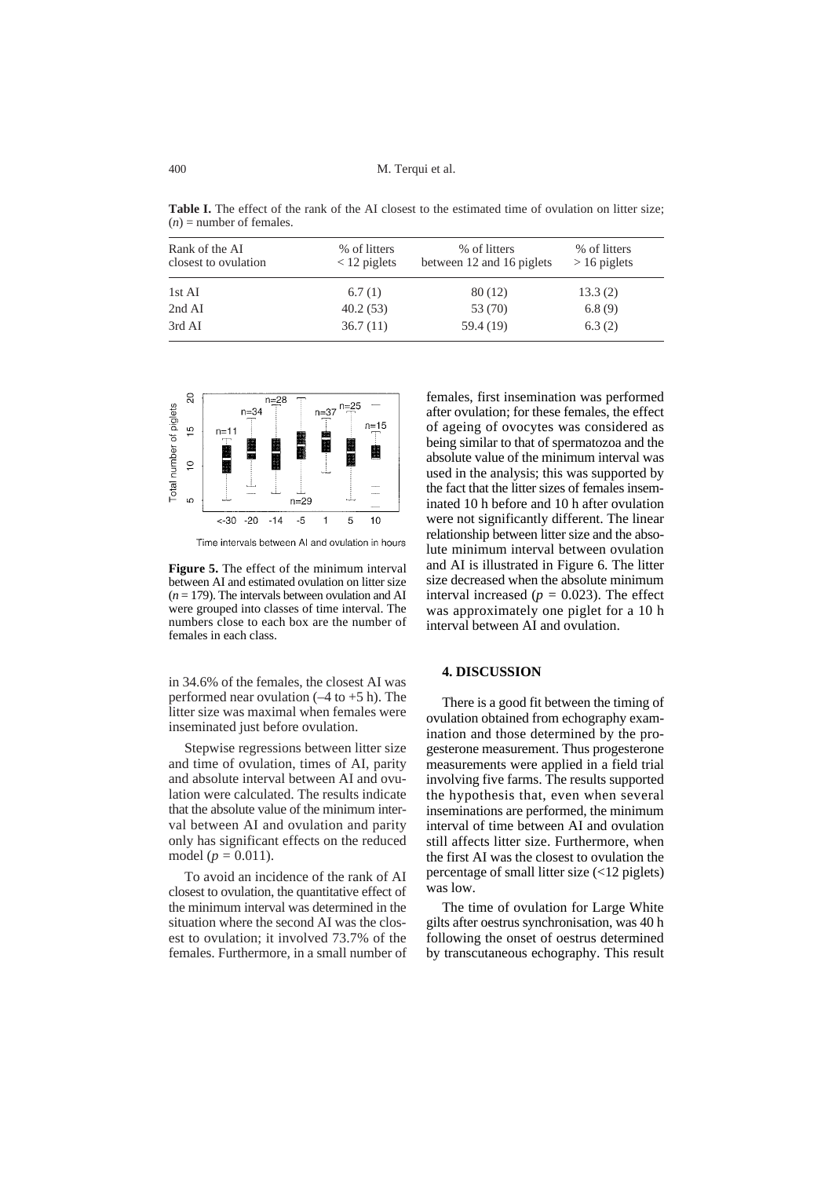**Table I.** The effect of the rank of the AI closest to the estimated time of ovulation on litter size; ($n$) = number of females.

| Rank of the AI closest to ovulation | % of litters < 12 piglets | % of litters between 12 and 16 piglets | % of litters > 16 piglets |
|---|---|---|---|
| 1st AI | 6.7 (1) | 80 (12) | 13.3 (2) |
| 2nd AI | 40.2 (53) | 53 (70) | 6.8 (9) |
| 3rd AI | 36.7 (11) | 59.4 (19) | 6.3 (2) |

**Figure 5.** The effect of the minimum interval between AI and estimated ovulation on litter size ($n$ = 179). The intervals between ovulation and AI were grouped into classes of time interval. The numbers close to each box are the number of females in each class.

in 34.6% of the females, the closest AI was performed near ovulation (–4 to +5 h). The litter size was maximal when females were inseminated just before ovulation.

Stepwise regressions between litter size and time of ovulation, times of AI, parity and absolute interval between AI and ovulation were calculated. The results indicate that the absolute value of the minimum interval between AI and ovulation and parity only has significant effects on the reduced model ($p$ = 0.011).

To avoid an incidence of the rank of AI closest to ovulation, the quantitative effect of the minimum interval was determined in the situation where the second AI was the closest to ovulation; it involved 73.7% of the females. Furthermore, in a small number of females, first insemination was performed after ovulation; for these females, the effect of ageing of ovocytes was considered as being similar to that of spermatozoa and the absolute value of the minimum interval was used in the analysis; this was supported by the fact that the litter sizes of females inseminated 10 h before and 10 h after ovulation were not significantly different. The linear relationship between litter size and the absolute minimum interval between ovulation and AI is illustrated in Figure 6. The litter size decreased when the absolute minimum interval increased ($p$ = 0.023). The effect was approximately one piglet for a 10 h interval between AI and ovulation.

## 4. DISCUSSION

There is a good fit between the timing of ovulation obtained from echography examination and those determined by the progesterone measurement. Thus progesterone measurements were applied in a field trial involving five farms. The results supported the hypothesis that, even when several inseminations are performed, the minimum interval of time between AI and ovulation still affects litter size. Furthermore, when the first AI was the closest to ovulation the percentage of small litter size (<12 piglets) was low.

The time of ovulation for Large White gilts after oestrus synchronisation, was 40 h following the onset of oestrus determined by transcutaneous echography. This result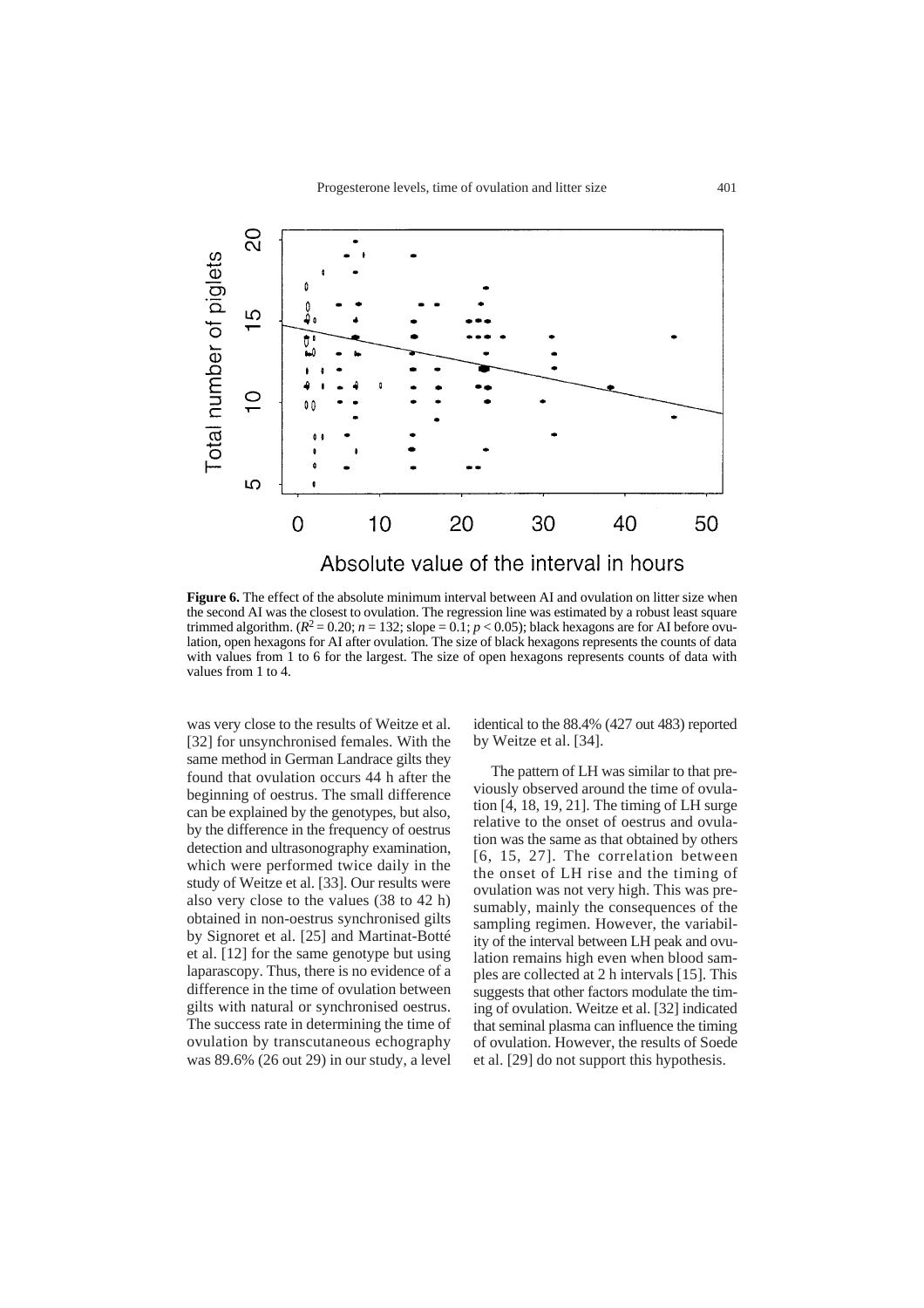**Figure 6.** The effect of the absolute minimum interval between AI and ovulation on litter size when the second AI was the closest to ovulation. The regression line was estimated by a robust least square trimmed algorithm. ($R^2 = 0.20$; $n = 132$; slope = 0.1; $p < 0.05$); black hexagons are for AI before ovulation, open hexagons for AI after ovulation. The size of black hexagons represents the counts of data with values from 1 to 6 for the largest. The size of open hexagons represents counts of data with values from 1 to 4.

was very close to the results of Weitze et al. [32] for unsynchronised females. With the same method in German Landrace gilts they found that ovulation occurs 44 h after the beginning of oestrus. The small difference can be explained by the genotypes, but also, by the difference in the frequency of oestrus detection and ultrasonography examination, which were performed twice daily in the study of Weitze et al. [33]. Our results were also very close to the values (38 to 42 h) obtained in non-oestrus synchronised gilts by Signoret et al. [25] and Martinat-Botté et al. [12] for the same genotype but using laparascopy. Thus, there is no evidence of a difference in the time of ovulation between gilts with natural or synchronised oestrus. The success rate in determining the time of ovulation by transcutaneous echography was 89.6% (26 out 29) in our study, a level identical to the 88.4% (427 out 483) reported by Weitze et al. [34].

The pattern of LH was similar to that previously observed around the time of ovulation [4, 18, 19, 21]. The timing of LH surge relative to the onset of oestrus and ovulation was the same as that obtained by others [6, 15, 27]. The correlation between the onset of LH rise and the timing of ovulation was not very high. This was presumably, mainly the consequences of the sampling regimen. However, the variability of the interval between LH peak and ovulation remains high even when blood samples are collected at 2 h intervals [15]. This suggests that other factors modulate the timing of ovulation. Weitze et al. [32] indicated that seminal plasma can influence the timing of ovulation. However, the results of Soede et al. [29] do not support this hypothesis.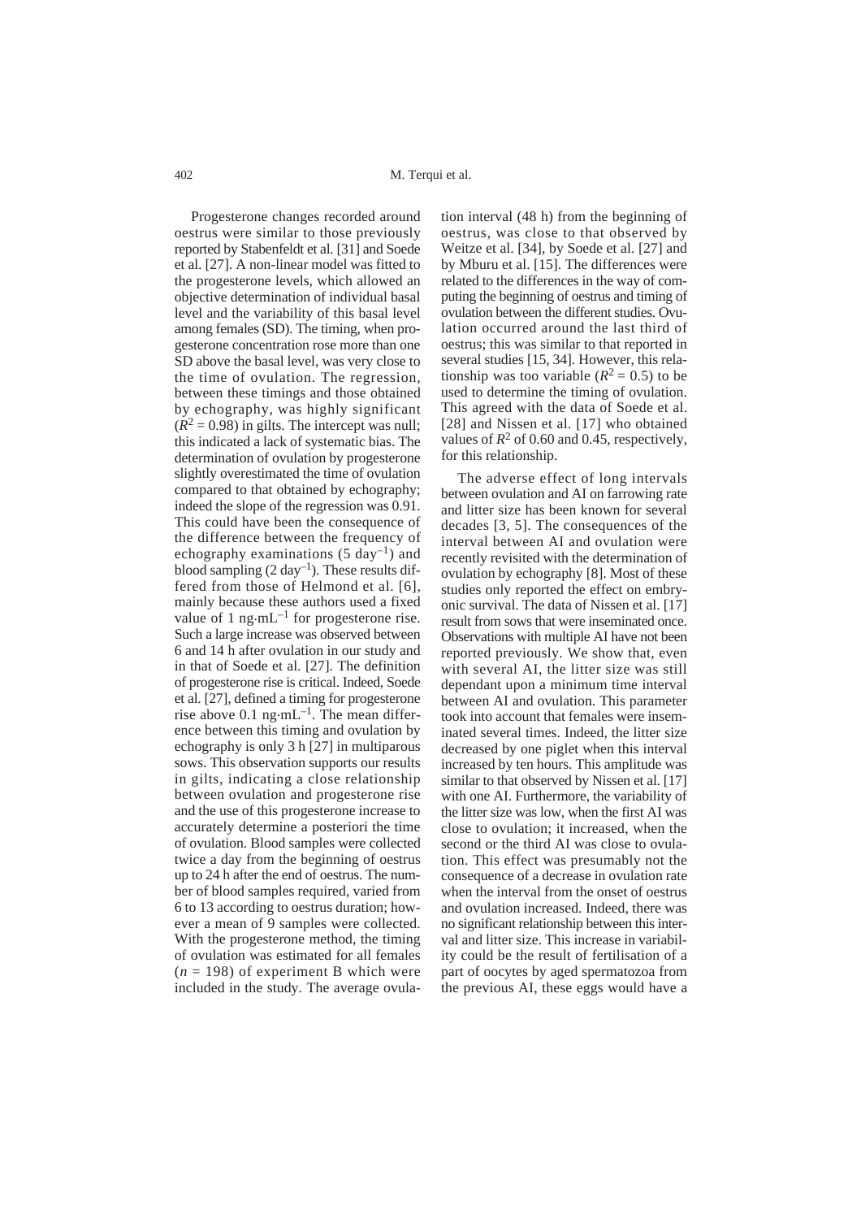Progesterone changes recorded around oestrus were similar to those previously reported by Stabenfeldt et al. [31] and Soede et al. [27]. A non-linear model was fitted to the progesterone levels, which allowed an objective determination of individual basal level and the variability of this basal level among females (SD). The timing, when progesterone concentration rose more than one SD above the basal level, was very close to the time of ovulation. The regression, between these timings and those obtained by echography, was highly significant ($R^2 = 0.98$) in gilts. The intercept was null; this indicated a lack of systematic bias. The determination of ovulation by progesterone slightly overestimated the time of ovulation compared to that obtained by echography; indeed the slope of the regression was 0.91. This could have been the consequence of the difference between the frequency of echography examinations (5 $\text{day}^{-1}$) and blood sampling (2 $\text{day}^{-1}$). These results differed from those of Helmond et al. [6], mainly because these authors used a fixed value of 1 $\text{ng·mL}^{-1}$ for progesterone rise. Such a large increase was observed between 6 and 14 h after ovulation in our study and in that of Soede et al. [27]. The definition of progesterone rise is critical. Indeed, Soede et al. [27], defined a timing for progesterone rise above 0.1 $\text{ng·mL}^{-1}$. The mean difference between this timing and ovulation by echography is only 3 h [27] in multiparous sows. This observation supports our results in gilts, indicating a close relationship between ovulation and progesterone rise and the use of this progesterone increase to accurately determine a posteriori the time of ovulation. Blood samples were collected twice a day from the beginning of oestrus up to 24 h after the end of oestrus. The number of blood samples required, varied from 6 to 13 according to oestrus duration; however a mean of 9 samples were collected. With the progesterone method, the timing of ovulation was estimated for all females ($n = 198$) of experiment B which were included in the study. The average ovulation interval (48 h) from the beginning of oestrus, was close to that observed by Weitze et al. [34], by Soede et al. [27] and by Mburu et al. [15]. The differences were related to the differences in the way of computing the beginning of oestrus and timing of ovulation between the different studies. Ovulation occurred around the last third of oestrus; this was similar to that reported in several studies [15, 34]. However, this relationship was too variable ($R^2 = 0.5$) to be used to determine the timing of ovulation. This agreed with the data of Soede et al. [28] and Nissen et al. [17] who obtained values of $R^2$ of 0.60 and 0.45, respectively, for this relationship.

The adverse effect of long intervals between ovulation and AI on farrowing rate and litter size has been known for several decades [3, 5]. The consequences of the interval between AI and ovulation were recently revisited with the determination of ovulation by echography [8]. Most of these studies only reported the effect on embryonic survival. The data of Nissen et al. [17] result from sows that were inseminated once. Observations with multiple AI have not been reported previously. We show that, even with several AI, the litter size was still dependant upon a minimum time interval between AI and ovulation. This parameter took into account that females were inseminated several times. Indeed, the litter size decreased by one piglet when this interval increased by ten hours. This amplitude was similar to that observed by Nissen et al. [17] with one AI. Furthermore, the variability of the litter size was low, when the first AI was close to ovulation; it increased, when the second or the third AI was close to ovulation. This effect was presumably not the consequence of a decrease in ovulation rate when the interval from the onset of oestrus and ovulation increased. Indeed, there was no significant relationship between this interval and litter size. This increase in variability could be the result of fertilisation of a part of oocytes by aged spermatozoa from the previous AI, these eggs would have a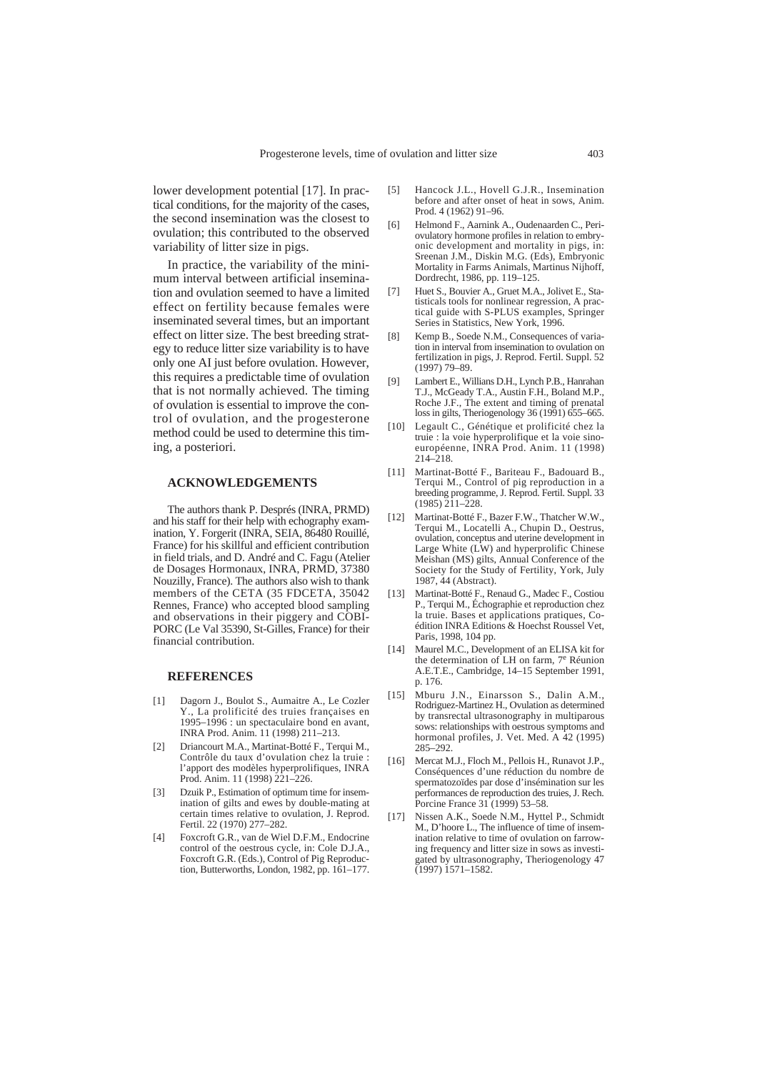lower development potential [17]. In practical conditions, for the majority of the cases, the second insemination was the closest to ovulation; this contributed to the observed variability of litter size in pigs.

In practice, the variability of the minimum interval between artificial insemination and ovulation seemed to have a limited effect on fertility because females were inseminated several times, but an important effect on litter size. The best breeding strategy to reduce litter size variability is to have only one AI just before ovulation. However, this requires a predictable time of ovulation that is not normally achieved. The timing of ovulation is essential to improve the control of ovulation, and the progesterone method could be used to determine this timing, a posteriori.

## ACKNOWLEDGEMENTS

The authors thank P. Després (INRA, PRMD) and his staff for their help with echography examination, Y. Forgerit (INRA, SEIA, 86480 Rouillé, France) for his skillful and efficient contribution in field trials, and D. André and C. Fagu (Atelier de Dosages Hormonaux, INRA, PRMD, 37380 Nouzilly, France). The authors also wish to thank members of the CETA (35 FDCETA, 35042 Rennes, France) who accepted blood sampling and observations in their piggery and COBIPORC (Le Val 35390, St-Gilles, France) for their financial contribution.

## REFERENCES

[1] Dagorn J., Boulot S., Aumaitre A., Le Cozler Y., La prolificité des truies françaises en 1995–1996 : un spectaculaire bond en avant, INRA Prod. Anim. 11 (1998) 211–213.

[2] Driancourt M.A., Martinat-Botté F., Terqui M., Contrôle du taux d'ovulation chez la truie : l'apport des modèles hyperprolifiques, INRA Prod. Anim. 11 (1998) 221–226.

[3] Dzuik P., Estimation of optimum time for insemination of gilts and ewes by double-mating at certain times relative to ovulation, J. Reprod. Fertil. 22 (1970) 277–282.

[4] Foxcroft G.R., van de Wiel D.F.M., Endocrine control of the oestrous cycle, in: Cole D.J.A., Foxcroft G.R. (Eds.), Control of Pig Reproduction, Butterworths, London, 1982, pp. 161–177.

[5] Hancock J.L., Hovell G.J.R., Insemination before and after onset of heat in sows, Anim. Prod. 4 (1962) 91–96.

[6] Helmond F., Aarnink A., Oudenaarden C., Periovulatory hormone profiles in relation to embryonic development and mortality in pigs, in: Sreenan J.M., Diskin M.G. (Eds), Embryonic Mortality in Farms Animals, Martinus Nijhoff, Dordrecht, 1986, pp. 119–125.

[7] Huet S., Bouvier A., Gruet M.A., Jolivet E., Statisticals tools for nonlinear regression, A practical guide with S-PLUS examples, Springer Series in Statistics, New York, 1996.

[8] Kemp B., Soede N.M., Consequences of variation in interval from insemination to ovulation on fertilization in pigs, J. Reprod. Fertil. Suppl. 52 (1997) 79–89.

[9] Lambert E., Willians D.H., Lynch P.B., Hanrahan T.J., McGeady T.A., Austin F.H., Boland M.P., Roche J.F., The extent and timing of prenatal loss in gilts, Theriogenology 36 (1991) 655–665.

[10] Legault C., Génétique et prolificité chez la truie : la voie hyperprolifique et la voie sinoeuropéenne, INRA Prod. Anim. 11 (1998) 214–218.

[11] Martinat-Botté F., Bariteau F., Badouard B., Terqui M., Control of pig reproduction in a breeding programme, J. Reprod. Fertil. Suppl. 33 (1985) 211–228.

[12] Martinat-Botté F., Bazer F.W., Thatcher W.W., Terqui M., Locatelli A., Chupin D., Oestrus, ovulation, conceptus and uterine development in Large White (LW) and hyperprolific Chinese Meishan (MS) gilts, Annual Conference of the Society for the Study of Fertility, York, July 1987, 44 (Abstract).

[13] Martinat-Botté F., Renaud G., Madec F., Costiou P., Terqui M., Échographie et reproduction chez la truie. Bases et applications pratiques, Coédition INRA Editions & Hoechst Roussel Vet, Paris, 1998, 104 pp.

[14] Maurel M.C., Development of an ELISA kit for the determination of LH on farm, 7[e] Réunion A.E.T.E., Cambridge, 14–15 September 1991, p. 176.

[15] Mburu J.N., Einarsson S., Dalin A.M., Rodriguez-Martinez H., Ovulation as determined by transrectal ultrasonography in multiparous sows: relationships with oestrous symptoms and hormonal profiles, J. Vet. Med. A 42 (1995) 285–292.

[16] Mercat M.J., Floch M., Pellois H., Runavot J.P., Conséquences d'une réduction du nombre de spermatozoïdes par dose d'insémination sur les performances de reproduction des truies, J. Rech. Porcine France 31 (1999) 53–58.

[17] Nissen A.K., Soede N.M., Hyttel P., Schmidt M., D'hoore L., The influence of time of insemination relative to time of ovulation on farrowing frequency and litter size in sows as investigated by ultrasonography, Theriogenology 47 (1997) 1571–1582.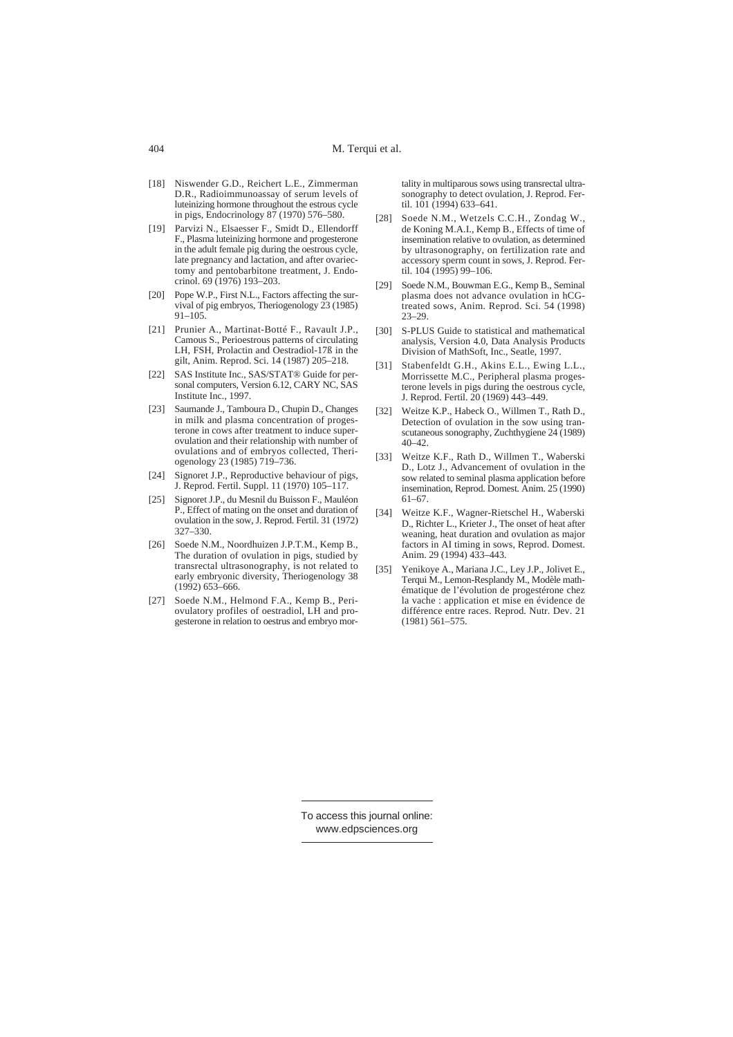[18] Niswender G.D., Reichert L.E., Zimmerman D.R., Radioimmunoassay of serum levels of luteinizing hormone throughout the estrous cycle in pigs, Endocrinology 87 (1970) 576–580.

[19] Parvizi N., Elsaesser F., Smidt D., Ellendorff F., Plasma luteinizing hormone and progesterone in the adult female pig during the oestrous cycle, late pregnancy and lactation, and after ovariectomy and pentobarbitone treatment, J. Endocrinol. 69 (1976) 193–203.

[20] Pope W.P., First N.L., Factors affecting the survival of pig embryos, Theriogenology 23 (1985) 91–105.

[21] Prunier A., Martinat-Botté F., Ravault J.P., Camous S., Perioestrous patterns of circulating LH, FSH, Prolactin and Oestradiol-17ß in the gilt, Anim. Reprod. Sci. 14 (1987) 205–218.

[22] SAS Institute Inc., SAS/STAT® Guide for personal computers, Version 6.12, CARY NC, SAS Institute Inc., 1997.

[23] Saumande J., Tamboura D., Chupin D., Changes in milk and plasma concentration of progesterone in cows after treatment to induce superovulation and their relationship with number of ovulations and of embryos collected, Theriogenology 23 (1985) 719–736.

[24] Signoret J.P., Reproductive behaviour of pigs, J. Reprod. Fertil. Suppl. 11 (1970) 105–117.

[25] Signoret J.P., du Mesnil du Buisson F., Mauléon P., Effect of mating on the onset and duration of ovulation in the sow, J. Reprod. Fertil. 31 (1972) 327–330.

[26] Soede N.M., Noordhuizen J.P.T.M., Kemp B., The duration of ovulation in pigs, studied by transrectal ultrasonography, is not related to early embryonic diversity, Theriogenology 38 (1992) 653–666.

[27] Soede N.M., Helmond F.A., Kemp B., Periovulatory profiles of oestradiol, LH and progesterone in relation to oestrus and embryo mortality in multiparous sows using transrectal ultrasonography to detect ovulation, J. Reprod. Fertil. 101 (1994) 633–641.

[28] Soede N.M., Wetzels C.C.H., Zondag W., de Koning M.A.I., Kemp B., Effects of time of insemination relative to ovulation, as determined by ultrasonography, on fertilization rate and accessory sperm count in sows, J. Reprod. Fertil. 104 (1995) 99–106.

[29] Soede N.M., Bouwman E.G., Kemp B., Seminal plasma does not advance ovulation in hCG-treated sows, Anim. Reprod. Sci. 54 (1998) 23–29.

[30] S-PLUS Guide to statistical and mathematical analysis, Version 4.0, Data Analysis Products Division of MathSoft, Inc., Seatle, 1997.

[31] Stabenfeldt G.H., Akins E.L., Ewing L.L., Morrissette M.C., Peripheral plasma progesterone levels in pigs during the oestrous cycle, J. Reprod. Fertil. 20 (1969) 443–449.

[32] Weitze K.P., Habeck O., Willmen T., Rath D., Detection of ovulation in the sow using transcutaneous sonography, Zuchthygiene 24 (1989) 40–42.

[33] Weitze K.F., Rath D., Willmen T., Waberski D., Lotz J., Advancement of ovulation in the sow related to seminal plasma application before insemination, Reprod. Domest. Anim. 25 (1990) 61–67.

[34] Weitze K.F., Wagner-Rietschel H., Waberski D., Richter L., Krieter J., The onset of heat after weaning, heat duration and ovulation as major factors in AI timing in sows, Reprod. Domest. Anim. 29 (1994) 433–443.

[35] Yenikoye A., Mariana J.C., Ley J.P., Jolivet E., Terqui M., Lemon-Resplandy M., Modèle mathématique de l'évolution de progestérone chez la vache : application et mise en évidence de différence entre races. Reprod. Nutr. Dev. 21 (1981) 561–575.

To access this journal online:
www.edpsciences.org